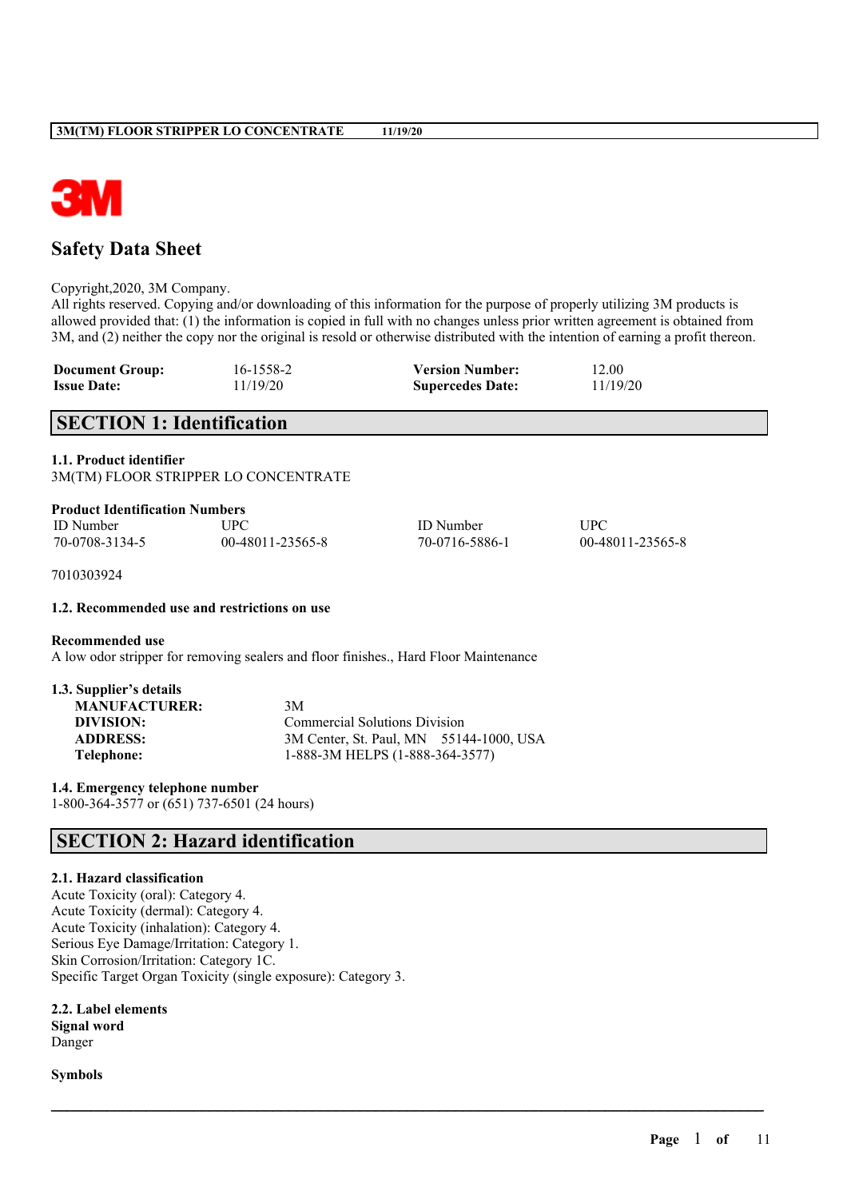# Safety Data Sheet

Copyright,2020, 3M Company.
All rights reserved. Copying and/or downloading of this information for the purpose of properly utilizing 3M products is allowed provided that: (1) the information is copied in full with no changes unless prior written agreement is obtained from 3M, and (2) neither the copy nor the original is resold or otherwise distributed with the intention of earning a profit thereon.

| | | | |
|---|---|---|---|
| **Document Group:** | 16-1558-2 | **Version Number:** | 12.00 |
| **Issue Date:** | 11/19/20 | **Supercedes Date:** | 11/19/20 |

## SECTION 1: Identification

### 1.1. Product identifier

3M(TM) FLOOR STRIPPER LO CONCENTRATE

**Product Identification Numbers**

| ID Number | UPC | ID Number | UPC |
|---|---|---|---|
| 70-0708-3134-5 | 00-48011-23565-8 | 70-0716-5886-1 | 00-48011-23565-8 |

7010303924

### 1.2. Recommended use and restrictions on use

**Recommended use**

A low odor stripper for removing sealers and floor finishes., Hard Floor Maintenance

### 1.3. Supplier's details

| | |
|---|---|
| **MANUFACTURER:** | 3M |
| **DIVISION:** | Commercial Solutions Division |
| **ADDRESS:** | 3M Center, St. Paul, MN 55144-1000, USA |
| **Telephone:** | 1-888-3M HELPS (1-888-364-3577) |

### 1.4. Emergency telephone number

1-800-364-3577 or (651) 737-6501 (24 hours)

## SECTION 2: Hazard identification

### 2.1. Hazard classification

Acute Toxicity (oral): Category 4.
Acute Toxicity (dermal): Category 4.
Acute Toxicity (inhalation): Category 4.
Serious Eye Damage/Irritation: Category 1.
Skin Corrosion/Irritation: Category 1C.
Specific Target Organ Toxicity (single exposure): Category 3.

### 2.2. Label elements

**Signal word**

Danger

**Symbols**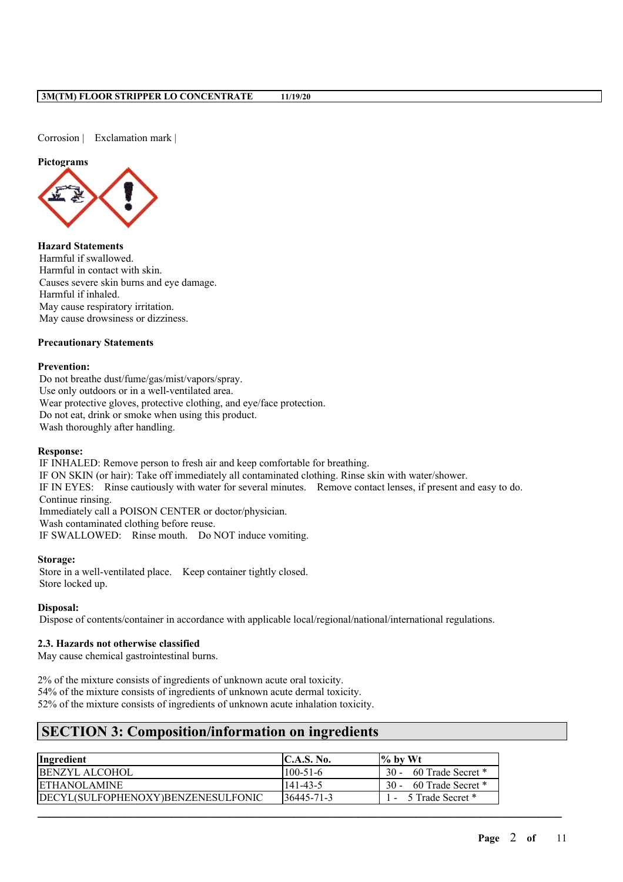Corrosion | Exclamation mark |

**Pictograms**

**Hazard Statements**
Harmful if swallowed.
Harmful in contact with skin.
Causes severe skin burns and eye damage.
Harmful if inhaled.
May cause respiratory irritation.
May cause drowsiness or dizziness.

**Precautionary Statements**

**Prevention:**
Do not breathe dust/fume/gas/mist/vapors/spray.
Use only outdoors or in a well-ventilated area.
Wear protective gloves, protective clothing, and eye/face protection.
Do not eat, drink or smoke when using this product.
Wash thoroughly after handling.

**Response:**
IF INHALED: Remove person to fresh air and keep comfortable for breathing.
IF ON SKIN (or hair): Take off immediately all contaminated clothing. Rinse skin with water/shower.
IF IN EYES: Rinse cautiously with water for several minutes. Remove contact lenses, if present and easy to do. Continue rinsing.
Immediately call a POISON CENTER or doctor/physician.
Wash contaminated clothing before reuse.
IF SWALLOWED: Rinse mouth. Do NOT induce vomiting.

**Storage:**
Store in a well-ventilated place. Keep container tightly closed.
Store locked up.

**Disposal:**
Dispose of contents/container in accordance with applicable local/regional/national/international regulations.

### 2.3. Hazards not otherwise classified

May cause chemical gastrointestinal burns.

2% of the mixture consists of ingredients of unknown acute oral toxicity.
54% of the mixture consists of ingredients of unknown acute dermal toxicity.
52% of the mixture consists of ingredients of unknown acute inhalation toxicity.

## SECTION 3: Composition/information on ingredients

| Ingredient | C.A.S. No. | % by Wt |
|---|---|---|
| BENZYL ALCOHOL | 100-51-6 | 30 - 60 Trade Secret * |
| ETHANOLAMINE | 141-43-5 | 30 - 60 Trade Secret * |
| DECYL(SULFOPHENOXY)BENZENESULFONIC | 36445-71-3 | 1 - 5 Trade Secret * |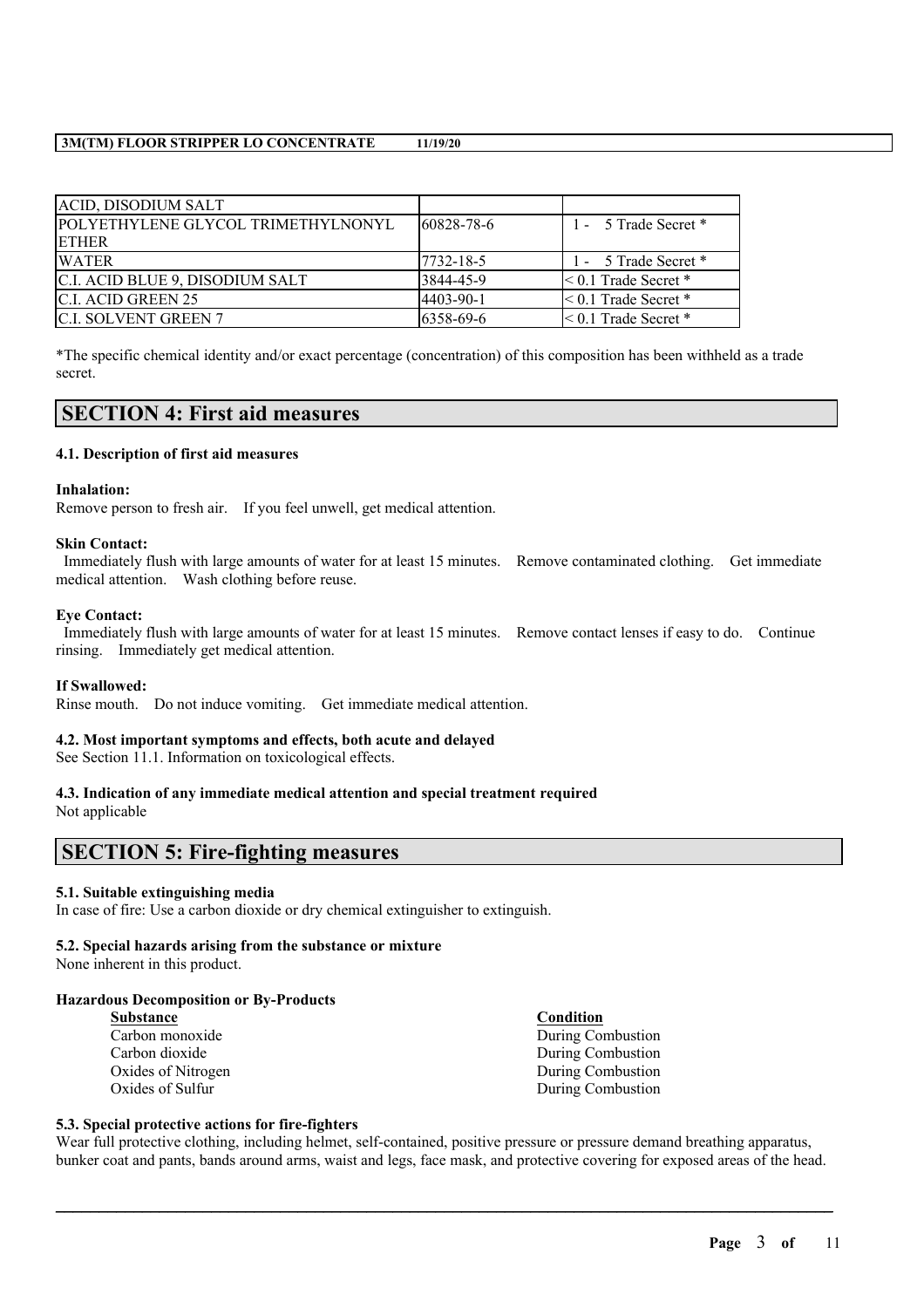| | | |
|---|---|---|
| ACID, DISODIUM SALT | | |
| POLYETHYLENE GLYCOL TRIMETHYLNONYL ETHER | 60828-78-6 | 1 - 5 Trade Secret * |
| WATER | 7732-18-5 | 1 - 5 Trade Secret * |
| C.I. ACID BLUE 9, DISODIUM SALT | 3844-45-9 | < 0.1 Trade Secret * |
| C.I. ACID GREEN 25 | 4403-90-1 | < 0.1 Trade Secret * |
| C.I. SOLVENT GREEN 7 | 6358-69-6 | < 0.1 Trade Secret * |

*The specific chemical identity and/or exact percentage (concentration) of this composition has been withheld as a trade secret.

## SECTION 4: First aid measures

### 4.1. Description of first aid measures

**Inhalation:**
Remove person to fresh air. If you feel unwell, get medical attention.

**Skin Contact:**
Immediately flush with large amounts of water for at least 15 minutes. Remove contaminated clothing. Get immediate medical attention. Wash clothing before reuse.

**Eye Contact:**
Immediately flush with large amounts of water for at least 15 minutes. Remove contact lenses if easy to do. Continue rinsing. Immediately get medical attention.

**If Swallowed:**
Rinse mouth. Do not induce vomiting. Get immediate medical attention.

### 4.2. Most important symptoms and effects, both acute and delayed

See Section 11.1. Information on toxicological effects.

### 4.3. Indication of any immediate medical attention and special treatment required

Not applicable

## SECTION 5: Fire-fighting measures

### 5.1. Suitable extinguishing media

In case of fire: Use a carbon dioxide or dry chemical extinguisher to extinguish.

### 5.2. Special hazards arising from the substance or mixture

None inherent in this product.

**Hazardous Decomposition or By-Products**

| Substance | Condition |
|---|---|
| Carbon monoxide | During Combustion |
| Carbon dioxide | During Combustion |
| Oxides of Nitrogen | During Combustion |
| Oxides of Sulfur | During Combustion |

### 5.3. Special protective actions for fire-fighters

Wear full protective clothing, including helmet, self-contained, positive pressure or pressure demand breathing apparatus, bunker coat and pants, bands around arms, waist and legs, face mask, and protective covering for exposed areas of the head.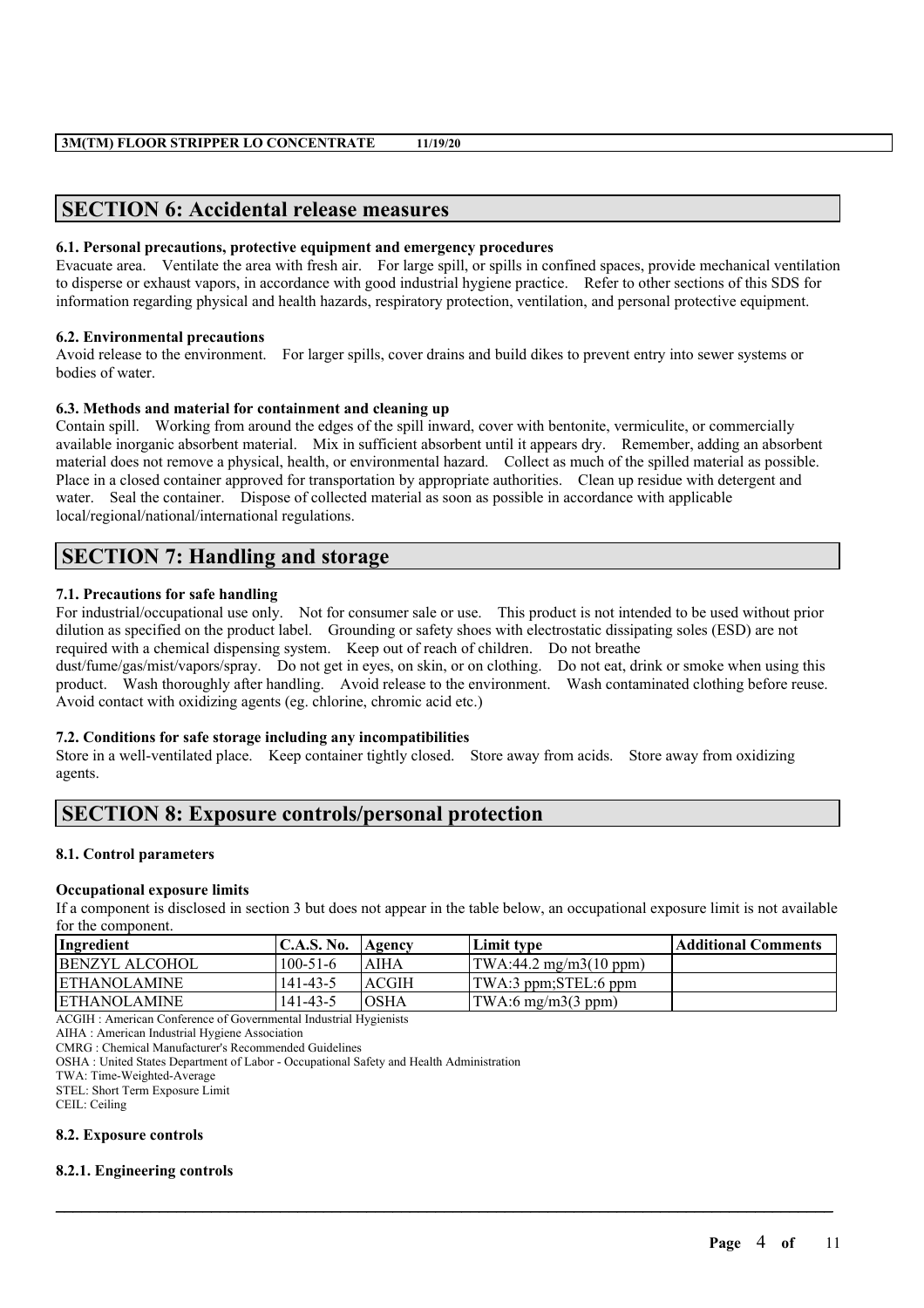## SECTION 6: Accidental release measures

### 6.1. Personal precautions, protective equipment and emergency procedures

Evacuate area. Ventilate the area with fresh air. For large spill, or spills in confined spaces, provide mechanical ventilation to disperse or exhaust vapors, in accordance with good industrial hygiene practice. Refer to other sections of this SDS for information regarding physical and health hazards, respiratory protection, ventilation, and personal protective equipment.

### 6.2. Environmental precautions

Avoid release to the environment. For larger spills, cover drains and build dikes to prevent entry into sewer systems or bodies of water.

### 6.3. Methods and material for containment and cleaning up

Contain spill. Working from around the edges of the spill inward, cover with bentonite, vermiculite, or commercially available inorganic absorbent material. Mix in sufficient absorbent until it appears dry. Remember, adding an absorbent material does not remove a physical, health, or environmental hazard. Collect as much of the spilled material as possible. Place in a closed container approved for transportation by appropriate authorities. Clean up residue with detergent and water. Seal the container. Dispose of collected material as soon as possible in accordance with applicable local/regional/national/international regulations.

## SECTION 7: Handling and storage

### 7.1. Precautions for safe handling

For industrial/occupational use only. Not for consumer sale or use. This product is not intended to be used without prior dilution as specified on the product label. Grounding or safety shoes with electrostatic dissipating soles (ESD) are not required with a chemical dispensing system. Keep out of reach of children. Do not breathe dust/fume/gas/mist/vapors/spray. Do not get in eyes, on skin, or on clothing. Do not eat, drink or smoke when using this product. Wash thoroughly after handling. Avoid release to the environment. Wash contaminated clothing before reuse. Avoid contact with oxidizing agents (eg. chlorine, chromic acid etc.)

### 7.2. Conditions for safe storage including any incompatibilities

Store in a well-ventilated place. Keep container tightly closed. Store away from acids. Store away from oxidizing agents.

## SECTION 8: Exposure controls/personal protection

### 8.1. Control parameters

**Occupational exposure limits**

If a component is disclosed in section 3 but does not appear in the table below, an occupational exposure limit is not available for the component.

| Ingredient | C.A.S. No. | Agency | Limit type | Additional Comments |
|---|---|---|---|---|
| BENZYL ALCOHOL | 100-51-6 | AIHA | TWA:44.2 mg/m3(10 ppm) | |
| ETHANOLAMINE | 141-43-5 | ACGIH | TWA:3 ppm;STEL:6 ppm | |
| ETHANOLAMINE | 141-43-5 | OSHA | TWA:6 mg/m3(3 ppm) | |

ACGIH : American Conference of Governmental Industrial Hygienists
AIHA : American Industrial Hygiene Association
CMRG : Chemical Manufacturer's Recommended Guidelines
OSHA : United States Department of Labor - Occupational Safety and Health Administration
TWA: Time-Weighted-Average
STEL: Short Term Exposure Limit
CEIL: Ceiling

### 8.2. Exposure controls

#### 8.2.1. Engineering controls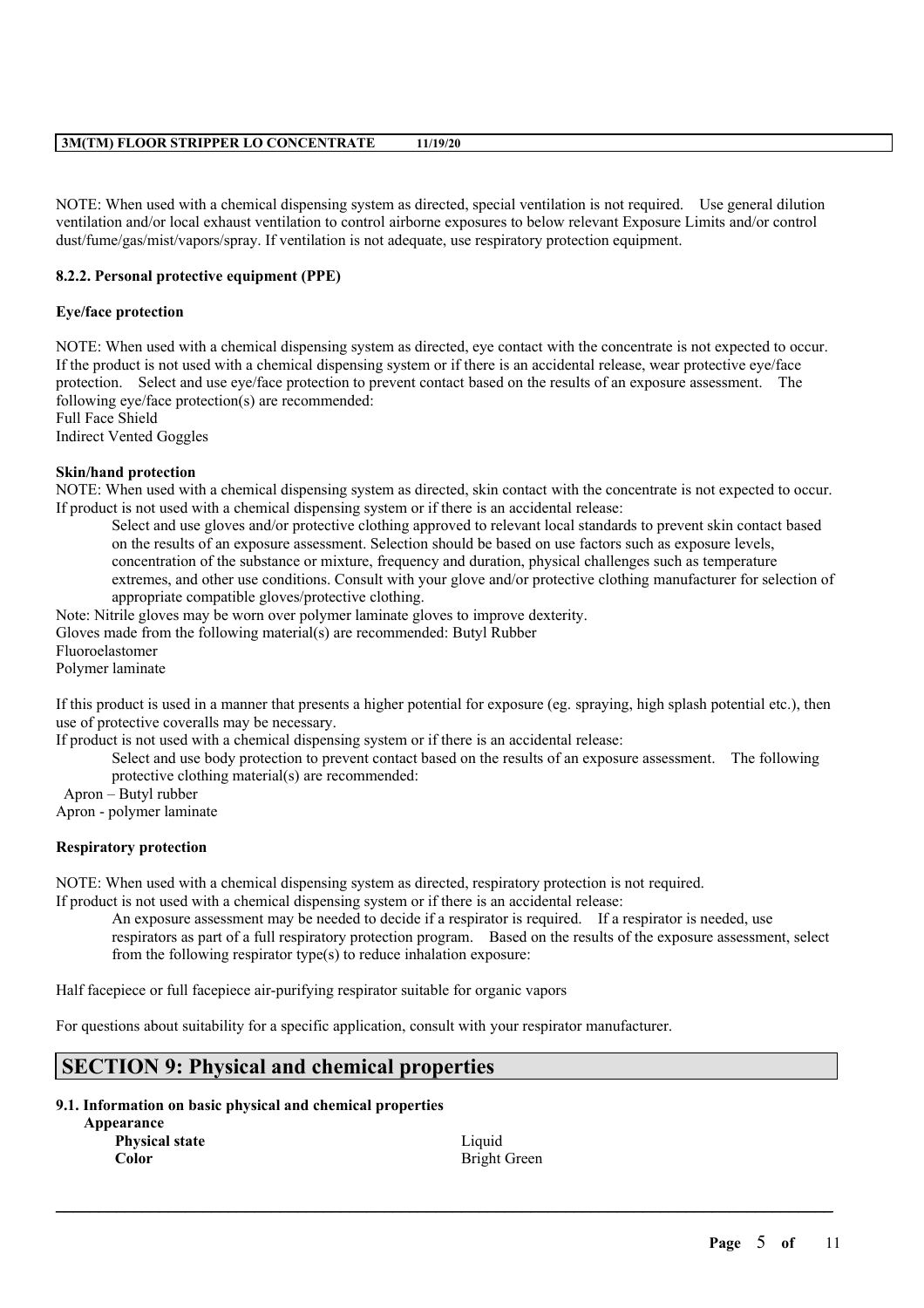NOTE: When used with a chemical dispensing system as directed, special ventilation is not required. Use general dilution ventilation and/or local exhaust ventilation to control airborne exposures to below relevant Exposure Limits and/or control dust/fume/gas/mist/vapors/spray. If ventilation is not adequate, use respiratory protection equipment.

**8.2.2. Personal protective equipment (PPE)**

**Eye/face protection**

NOTE: When used with a chemical dispensing system as directed, eye contact with the concentrate is not expected to occur. If the product is not used with a chemical dispensing system or if there is an accidental release, wear protective eye/face protection. Select and use eye/face protection to prevent contact based on the results of an exposure assessment. The following eye/face protection(s) are recommended:
Full Face Shield
Indirect Vented Goggles

**Skin/hand protection**
NOTE: When used with a chemical dispensing system as directed, skin contact with the concentrate is not expected to occur. If product is not used with a chemical dispensing system or if there is an accidental release:

> Select and use gloves and/or protective clothing approved to relevant local standards to prevent skin contact based on the results of an exposure assessment. Selection should be based on use factors such as exposure levels, concentration of the substance or mixture, frequency and duration, physical challenges such as temperature extremes, and other use conditions. Consult with your glove and/or protective clothing manufacturer for selection of appropriate compatible gloves/protective clothing.

Note: Nitrile gloves may be worn over polymer laminate gloves to improve dexterity.
Gloves made from the following material(s) are recommended: Butyl Rubber
Fluoroelastomer
Polymer laminate

If this product is used in a manner that presents a higher potential for exposure (eg. spraying, high splash potential etc.), then use of protective coveralls may be necessary.
If product is not used with a chemical dispensing system or if there is an accidental release:

> Select and use body protection to prevent contact based on the results of an exposure assessment. The following protective clothing material(s) are recommended:

Apron – Butyl rubber
Apron - polymer laminate

**Respiratory protection**

NOTE: When used with a chemical dispensing system as directed, respiratory protection is not required.
If product is not used with a chemical dispensing system or if there is an accidental release:

> An exposure assessment may be needed to decide if a respirator is required. If a respirator is needed, use respirators as part of a full respiratory protection program. Based on the results of the exposure assessment, select from the following respirator type(s) to reduce inhalation exposure:

Half facepiece or full facepiece air-purifying respirator suitable for organic vapors

For questions about suitability for a specific application, consult with your respirator manufacturer.

## SECTION 9: Physical and chemical properties

**9.1. Information on basic physical and chemical properties**

**Appearance**

| | |
|---|---|
| **Physical state** | Liquid |
| **Color** | Bright Green |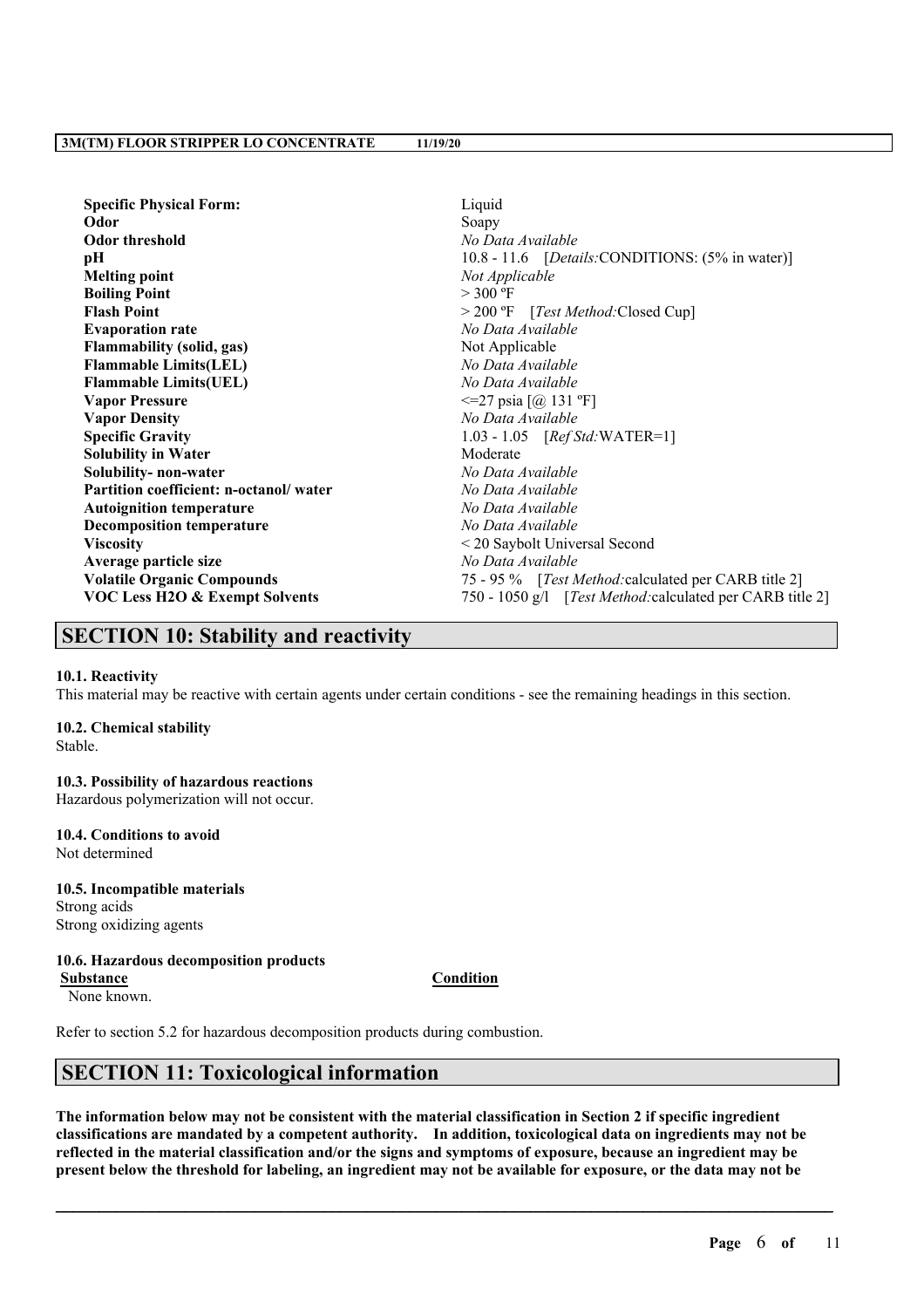| | |
|---|---|
| **Specific Physical Form:** | Liquid |
| **Odor** | Soapy |
| **Odor threshold** | *No Data Available* |
| **pH** | 10.8 - 11.6 [*Details:*CONDITIONS: (5% in water)] |
| **Melting point** | *Not Applicable* |
| **Boiling Point** | > 300 ºF |
| **Flash Point** | > 200 ºF [*Test Method:*Closed Cup] |
| **Evaporation rate** | *No Data Available* |
| **Flammability (solid, gas)** | Not Applicable |
| **Flammable Limits(LEL)** | *No Data Available* |
| **Flammable Limits(UEL)** | *No Data Available* |
| **Vapor Pressure** | <=27 psia [@ 131 ºF] |
| **Vapor Density** | *No Data Available* |
| **Specific Gravity** | 1.03 - 1.05 [*Ref Std:*WATER=1] |
| **Solubility in Water** | Moderate |
| **Solubility- non-water** | *No Data Available* |
| **Partition coefficient: n-octanol/ water** | *No Data Available* |
| **Autoignition temperature** | *No Data Available* |
| **Decomposition temperature** | *No Data Available* |
| **Viscosity** | < 20 Saybolt Universal Second |
| **Average particle size** | *No Data Available* |
| **Volatile Organic Compounds** | 75 - 95 % [*Test Method:*calculated per CARB title 2] |
| **VOC Less H2O & Exempt Solvents** | 750 - 1050 g/l [*Test Method:*calculated per CARB title 2] |

## SECTION 10: Stability and reactivity

**10.1. Reactivity**
This material may be reactive with certain agents under certain conditions - see the remaining headings in this section.

**10.2. Chemical stability**
Stable.

**10.3. Possibility of hazardous reactions**
Hazardous polymerization will not occur.

**10.4. Conditions to avoid**
Not determined

**10.5. Incompatible materials**
Strong acids
Strong oxidizing agents

**10.6. Hazardous decomposition products**

| Substance | Condition |
|---|---|
| None known. | |

Refer to section 5.2 for hazardous decomposition products during combustion.

## SECTION 11: Toxicological information

**The information below may not be consistent with the material classification in Section 2 if specific ingredient classifications are mandated by a competent authority. In addition, toxicological data on ingredients may not be reflected in the material classification and/or the signs and symptoms of exposure, because an ingredient may be present below the threshold for labeling, an ingredient may not be available for exposure, or the data may not be**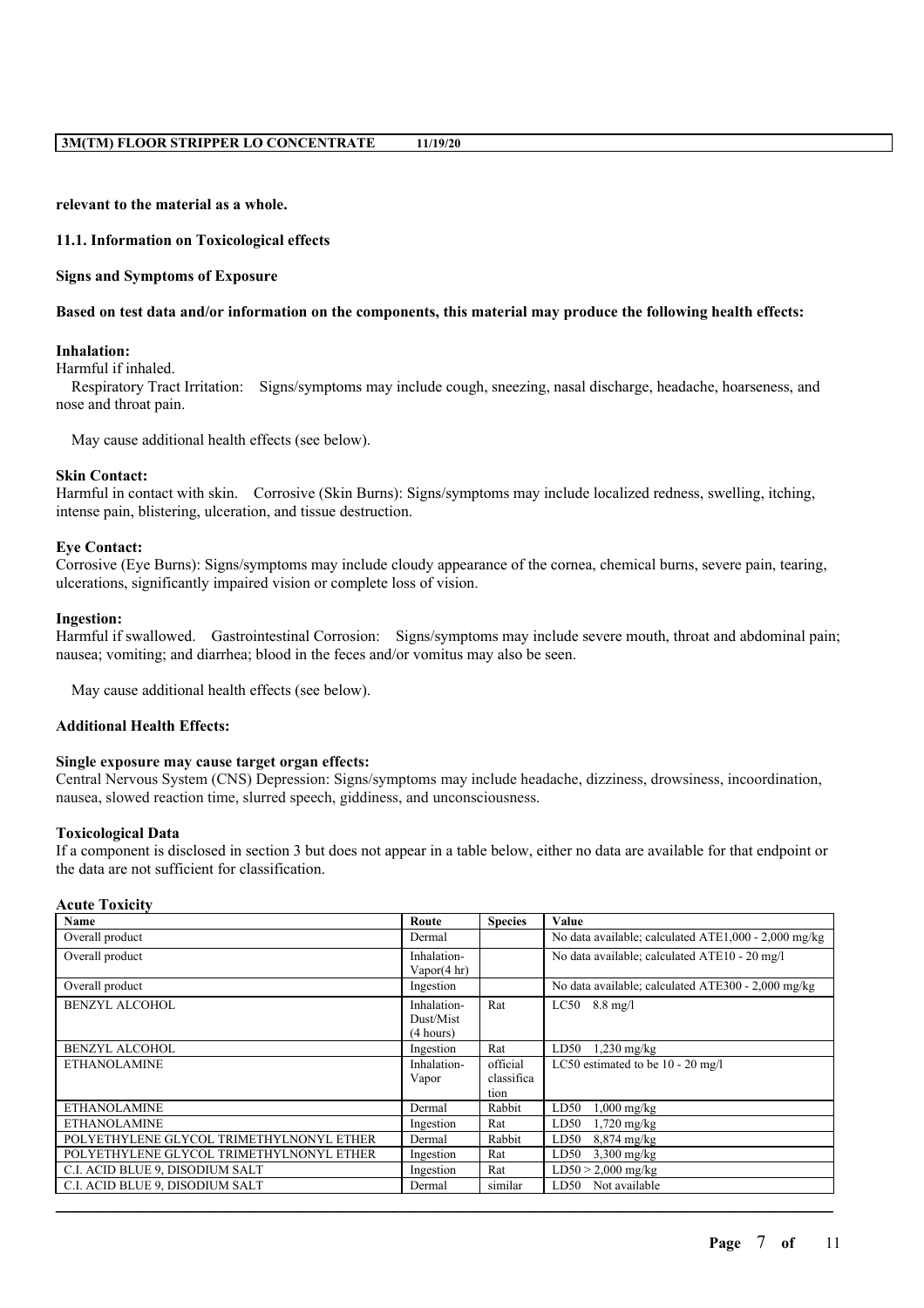**relevant to the material as a whole.**

### 11.1. Information on Toxicological effects

**Signs and Symptoms of Exposure**

**Based on test data and/or information on the components, this material may produce the following health effects:**

**Inhalation:**
Harmful if inhaled.
Respiratory Tract Irritation: Signs/symptoms may include cough, sneezing, nasal discharge, headache, hoarseness, and nose and throat pain.

May cause additional health effects (see below).

**Skin Contact:**
Harmful in contact with skin. Corrosive (Skin Burns): Signs/symptoms may include localized redness, swelling, itching, intense pain, blistering, ulceration, and tissue destruction.

**Eye Contact:**
Corrosive (Eye Burns): Signs/symptoms may include cloudy appearance of the cornea, chemical burns, severe pain, tearing, ulcerations, significantly impaired vision or complete loss of vision.

**Ingestion:**
Harmful if swallowed. Gastrointestinal Corrosion: Signs/symptoms may include severe mouth, throat and abdominal pain; nausea; vomiting; and diarrhea; blood in the feces and/or vomitus may also be seen.

May cause additional health effects (see below).

**Additional Health Effects:**

**Single exposure may cause target organ effects:**
Central Nervous System (CNS) Depression: Signs/symptoms may include headache, dizziness, drowsiness, incoordination, nausea, slowed reaction time, slurred speech, giddiness, and unconsciousness.

**Toxicological Data**
If a component is disclosed in section 3 but does not appear in a table below, either no data are available for that endpoint or the data are not sufficient for classification.

**Acute Toxicity**

| Name | Route | Species | Value |
|---|---|---|---|
| Overall product | Dermal | | No data available; calculated ATE1,000 - 2,000 mg/kg |
| Overall product | Inhalation-Vapor(4 hr) | | No data available; calculated ATE10 - 20 mg/l |
| Overall product | Ingestion | | No data available; calculated ATE300 - 2,000 mg/kg |
| BENZYL ALCOHOL | Inhalation-Dust/Mist (4 hours) | Rat | LC50 8.8 mg/l |
| BENZYL ALCOHOL | Ingestion | Rat | LD50 1,230 mg/kg |
| ETHANOLAMINE | Inhalation-Vapor | official classification | LC50 estimated to be 10 - 20 mg/l |
| ETHANOLAMINE | Dermal | Rabbit | LD50 1,000 mg/kg |
| ETHANOLAMINE | Ingestion | Rat | LD50 1,720 mg/kg |
| POLYETHYLENE GLYCOL TRIMETHYLNONYL ETHER | Dermal | Rabbit | LD50 8,874 mg/kg |
| POLYETHYLENE GLYCOL TRIMETHYLNONYL ETHER | Ingestion | Rat | LD50 3,300 mg/kg |
| C.I. ACID BLUE 9, DISODIUM SALT | Ingestion | Rat | LD50 > 2,000 mg/kg |
| C.I. ACID BLUE 9, DISODIUM SALT | Dermal | similar | LD50 Not available |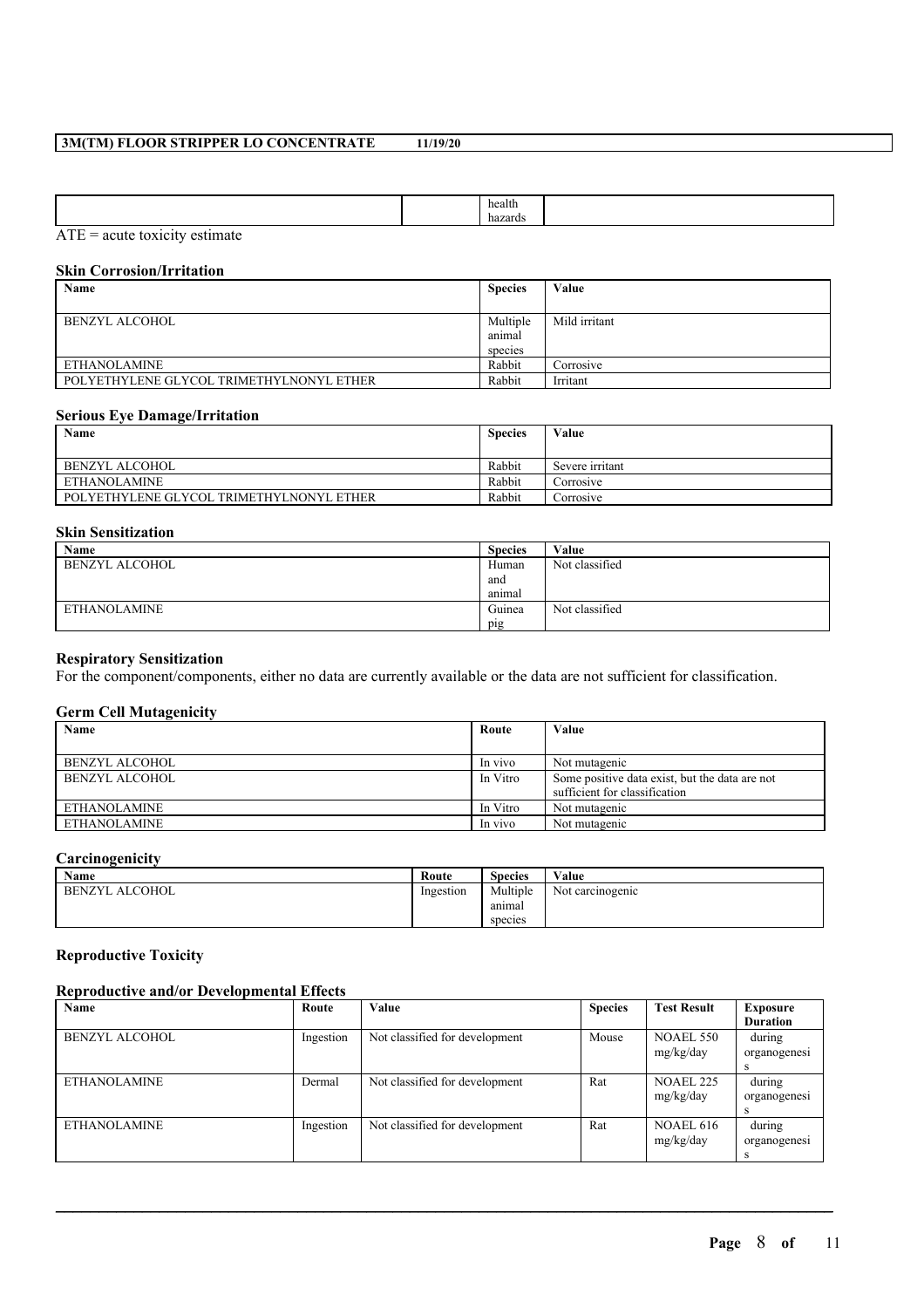| | | health hazards | |
|---|---|---|---|

ATE = acute toxicity estimate

### Skin Corrosion/Irritation

| Name | Species | Value |
|---|---|---|
| BENZYL ALCOHOL | Multiple animal species | Mild irritant |
| ETHANOLAMINE | Rabbit | Corrosive |
| POLYETHYLENE GLYCOL TRIMETHYLNONYL ETHER | Rabbit | Irritant |

### Serious Eye Damage/Irritation

| Name | Species | Value |
|---|---|---|
| BENZYL ALCOHOL | Rabbit | Severe irritant |
| ETHANOLAMINE | Rabbit | Corrosive |
| POLYETHYLENE GLYCOL TRIMETHYLNONYL ETHER | Rabbit | Corrosive |

### Skin Sensitization

| Name | Species | Value |
|---|---|---|
| BENZYL ALCOHOL | Human and animal | Not classified |
| ETHANOLAMINE | Guinea pig | Not classified |

### Respiratory Sensitization

For the component/components, either no data are currently available or the data are not sufficient for classification.

### Germ Cell Mutagenicity

| Name | Route | Value |
|---|---|---|
| BENZYL ALCOHOL | In vivo | Not mutagenic |
| BENZYL ALCOHOL | In Vitro | Some positive data exist, but the data are not sufficient for classification |
| ETHANOLAMINE | In Vitro | Not mutagenic |
| ETHANOLAMINE | In vivo | Not mutagenic |

### Carcinogenicity

| Name | Route | Species | Value |
|---|---|---|---|
| BENZYL ALCOHOL | Ingestion | Multiple animal species | Not carcinogenic |

### Reproductive Toxicity

#### Reproductive and/or Developmental Effects

| Name | Route | Value | Species | Test Result | Exposure Duration |
|---|---|---|---|---|---|
| BENZYL ALCOHOL | Ingestion | Not classified for development | Mouse | NOAEL 550 mg/kg/day | during organogenesis |
| ETHANOLAMINE | Dermal | Not classified for development | Rat | NOAEL 225 mg/kg/day | during organogenesis |
| ETHANOLAMINE | Ingestion | Not classified for development | Rat | NOAEL 616 mg/kg/day | during organogenesis |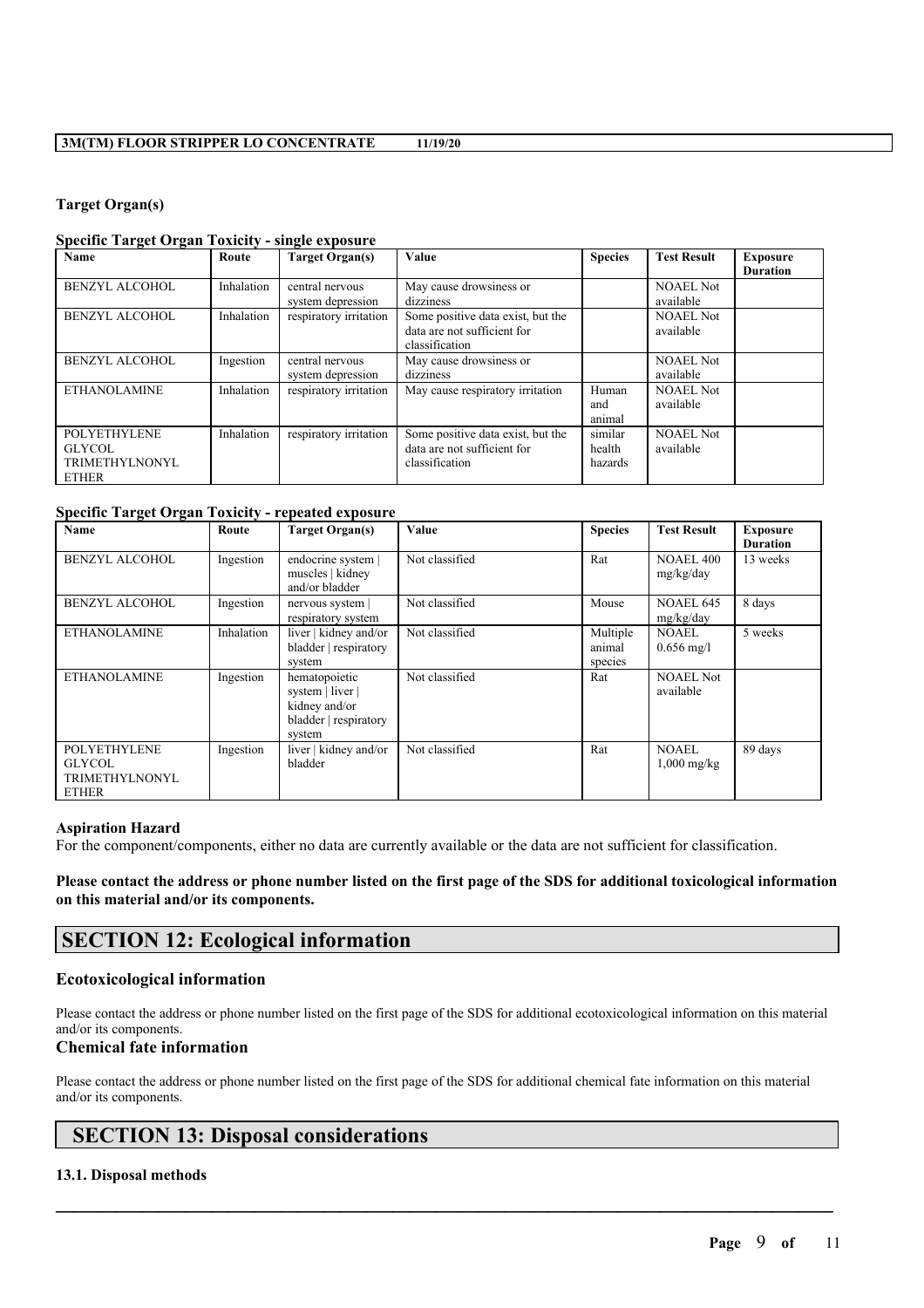### Target Organ(s)

#### Specific Target Organ Toxicity - single exposure

| Name | Route | Target Organ(s) | Value | Species | Test Result | Exposure Duration |
|---|---|---|---|---|---|---|
| BENZYL ALCOHOL | Inhalation | central nervous system depression | May cause drowsiness or dizziness | | NOAEL Not available | |
| BENZYL ALCOHOL | Inhalation | respiratory irritation | Some positive data exist, but the data are not sufficient for classification | | NOAEL Not available | |
| BENZYL ALCOHOL | Ingestion | central nervous system depression | May cause drowsiness or dizziness | | NOAEL Not available | |
| ETHANOLAMINE | Inhalation | respiratory irritation | May cause respiratory irritation | Human and animal | NOAEL Not available | |
| POLYETHYLENE GLYCOL TRIMETHYLNONYL ETHER | Inhalation | respiratory irritation | Some positive data exist, but the data are not sufficient for classification | similar health hazards | NOAEL Not available | |

#### Specific Target Organ Toxicity - repeated exposure

| Name | Route | Target Organ(s) | Value | Species | Test Result | Exposure Duration |
|---|---|---|---|---|---|---|
| BENZYL ALCOHOL | Ingestion | endocrine system \| muscles \| kidney and/or bladder | Not classified | Rat | NOAEL 400 mg/kg/day | 13 weeks |
| BENZYL ALCOHOL | Ingestion | nervous system \| respiratory system | Not classified | Mouse | NOAEL 645 mg/kg/day | 8 days |
| ETHANOLAMINE | Inhalation | liver \| kidney and/or bladder \| respiratory system | Not classified | Multiple animal species | NOAEL 0.656 mg/l | 5 weeks |
| ETHANOLAMINE | Ingestion | hematopoietic system \| liver \| kidney and/or bladder \| respiratory system | Not classified | Rat | NOAEL Not available | |
| POLYETHYLENE GLYCOL TRIMETHYLNONYL ETHER | Ingestion | liver \| kidney and/or bladder | Not classified | Rat | NOAEL 1,000 mg/kg | 89 days |

### Aspiration Hazard

For the component/components, either no data are currently available or the data are not sufficient for classification.

**Please contact the address or phone number listed on the first page of the SDS for additional toxicological information on this material and/or its components.**

## SECTION 12: Ecological information

### Ecotoxicological information

Please contact the address or phone number listed on the first page of the SDS for additional ecotoxicological information on this material and/or its components.

### Chemical fate information

Please contact the address or phone number listed on the first page of the SDS for additional chemical fate information on this material and/or its components.

## SECTION 13: Disposal considerations

### 13.1. Disposal methods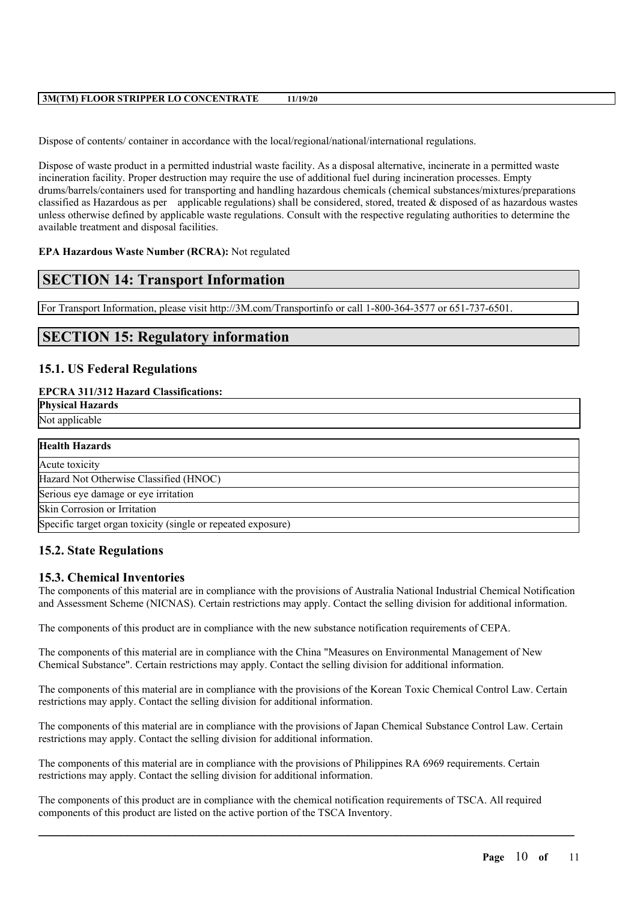Dispose of contents/ container in accordance with the local/regional/national/international regulations.

Dispose of waste product in a permitted industrial waste facility. As a disposal alternative, incinerate in a permitted waste incineration facility. Proper destruction may require the use of additional fuel during incineration processes. Empty drums/barrels/containers used for transporting and handling hazardous chemicals (chemical substances/mixtures/preparations classified as Hazardous as per applicable regulations) shall be considered, stored, treated & disposed of as hazardous wastes unless otherwise defined by applicable waste regulations. Consult with the respective regulating authorities to determine the available treatment and disposal facilities.

**EPA Hazardous Waste Number (RCRA):** Not regulated

## SECTION 14: Transport Information

For Transport Information, please visit http://3M.com/Transportinfo or call 1-800-364-3577 or 651-737-6501.

## SECTION 15: Regulatory information

### 15.1. US Federal Regulations

**EPCRA 311/312 Hazard Classifications:**

| **Physical Hazards** |
|---|
| Not applicable |

| **Health Hazards** |
|---|
| Acute toxicity |
| Hazard Not Otherwise Classified (HNOC) |
| Serious eye damage or eye irritation |
| Skin Corrosion or Irritation |
| Specific target organ toxicity (single or repeated exposure) |

### 15.2. State Regulations

### 15.3. Chemical Inventories

The components of this material are in compliance with the provisions of Australia National Industrial Chemical Notification and Assessment Scheme (NICNAS). Certain restrictions may apply. Contact the selling division for additional information.

The components of this product are in compliance with the new substance notification requirements of CEPA.

The components of this material are in compliance with the China "Measures on Environmental Management of New Chemical Substance". Certain restrictions may apply. Contact the selling division for additional information.

The components of this material are in compliance with the provisions of the Korean Toxic Chemical Control Law. Certain restrictions may apply. Contact the selling division for additional information.

The components of this material are in compliance with the provisions of Japan Chemical Substance Control Law. Certain restrictions may apply. Contact the selling division for additional information.

The components of this material are in compliance with the provisions of Philippines RA 6969 requirements. Certain restrictions may apply. Contact the selling division for additional information.

The components of this product are in compliance with the chemical notification requirements of TSCA. All required components of this product are listed on the active portion of the TSCA Inventory.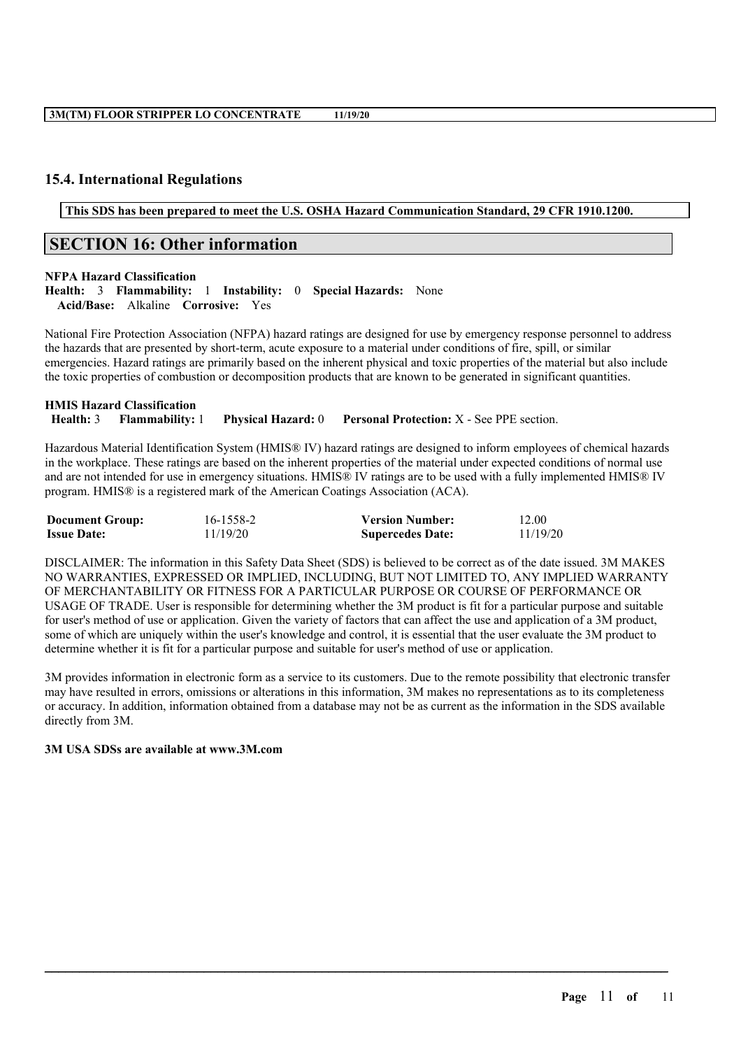## 15.4. International Regulations

**This SDS has been prepared to meet the U.S. OSHA Hazard Communication Standard, 29 CFR 1910.1200.**

# SECTION 16: Other information

**NFPA Hazard Classification**
**Health:** 3 **Flammability:** 1 **Instability:** 0 **Special Hazards:** None
**Acid/Base:** Alkaline **Corrosive:** Yes

National Fire Protection Association (NFPA) hazard ratings are designed for use by emergency response personnel to address the hazards that are presented by short-term, acute exposure to a material under conditions of fire, spill, or similar emergencies. Hazard ratings are primarily based on the inherent physical and toxic properties of the material but also include the toxic properties of combustion or decomposition products that are known to be generated in significant quantities.

**HMIS Hazard Classification**
**Health:** 3 **Flammability:** 1 **Physical Hazard:** 0 **Personal Protection:** X - See PPE section.

Hazardous Material Identification System (HMIS® IV) hazard ratings are designed to inform employees of chemical hazards in the workplace. These ratings are based on the inherent properties of the material under expected conditions of normal use and are not intended for use in emergency situations. HMIS® IV ratings are to be used with a fully implemented HMIS® IV program. HMIS® is a registered mark of the American Coatings Association (ACA).

| | | | |
|---|---|---|---|
| **Document Group:** | 16-1558-2 | **Version Number:** | 12.00 |
| **Issue Date:** | 11/19/20 | **Supercedes Date:** | 11/19/20 |

DISCLAIMER: The information in this Safety Data Sheet (SDS) is believed to be correct as of the date issued. 3M MAKES NO WARRANTIES, EXPRESSED OR IMPLIED, INCLUDING, BUT NOT LIMITED TO, ANY IMPLIED WARRANTY OF MERCHANTABILITY OR FITNESS FOR A PARTICULAR PURPOSE OR COURSE OF PERFORMANCE OR USAGE OF TRADE. User is responsible for determining whether the 3M product is fit for a particular purpose and suitable for user's method of use or application. Given the variety of factors that can affect the use and application of a 3M product, some of which are uniquely within the user's knowledge and control, it is essential that the user evaluate the 3M product to determine whether it is fit for a particular purpose and suitable for user's method of use or application.

3M provides information in electronic form as a service to its customers. Due to the remote possibility that electronic transfer may have resulted in errors, omissions or alterations in this information, 3M makes no representations as to its completeness or accuracy. In addition, information obtained from a database may not be as current as the information in the SDS available directly from 3M.

**3M USA SDSs are available at www.3M.com**